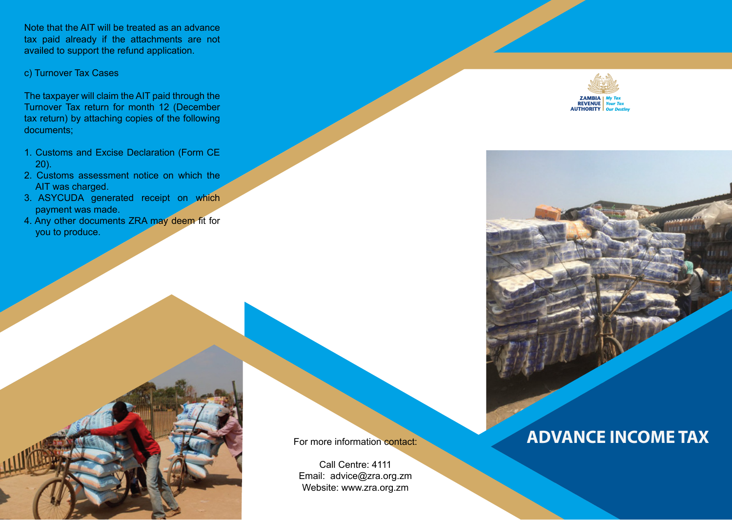Note that the AIT will be treated as an advance tax paid already if the attachments are not availed to support the refund application.

c) Turnover Tax Cases

The taxpayer will claim the AIT paid through the Turnover Tax return for month 12 (December tax return) by attaching copies of the following documents;

1. Customs and Excise Declaration (Form CE 20).
2. Customs assessment notice on which the AIT was charged.
3. ASYCUDA generated receipt on which payment was made.
4. Any other documents ZRA may deem fit for you to produce.

For more information contact:

Call Centre: 4111
Email: advice@zra.org.zm
Website: www.zra.org.zm

ZAMBIA REVENUE AUTHORITY | *My Tax Your Tax Our Destiny*

# ADVANCE INCOME TAX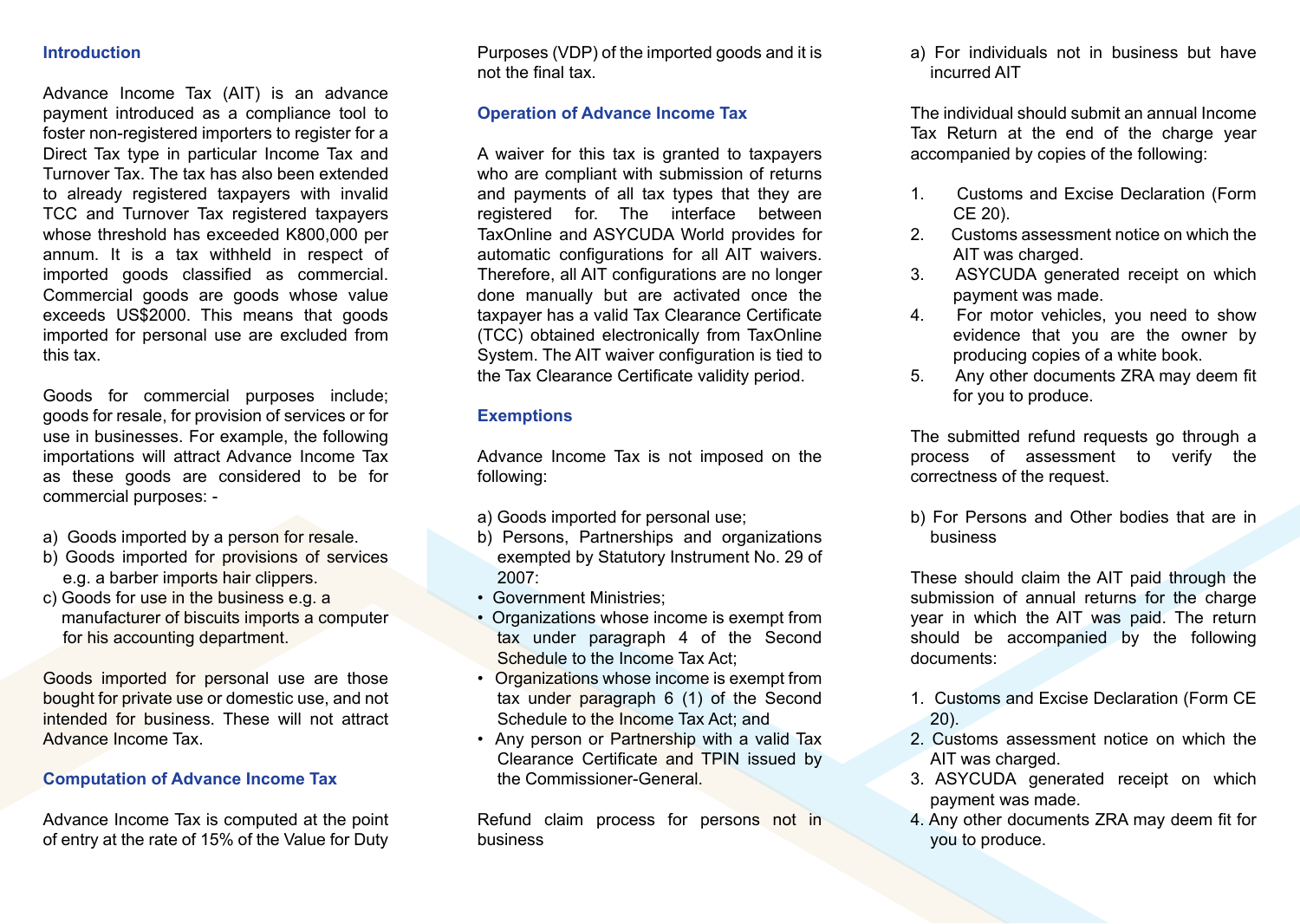## Introduction

Advance Income Tax (AIT) is an advance payment introduced as a compliance tool to foster non-registered importers to register for a Direct Tax type in particular Income Tax and Turnover Tax. The tax has also been extended to already registered taxpayers with invalid TCC and Turnover Tax registered taxpayers whose threshold has exceeded K800,000 per annum. It is a tax withheld in respect of imported goods classified as commercial. Commercial goods are goods whose value exceeds US$2000. This means that goods imported for personal use are excluded from this tax.

Goods for commercial purposes include; goods for resale, for provision of services or for use in businesses. For example, the following importations will attract Advance Income Tax as these goods are considered to be for commercial purposes: -

a) Goods imported by a person for resale.
b) Goods imported for provisions of services e.g. a barber imports hair clippers.
c) Goods for use in the business e.g. a manufacturer of biscuits imports a computer for his accounting department.

Goods imported for personal use are those bought for private use or domestic use, and not intended for business. These will not attract Advance Income Tax.

## Computation of Advance Income Tax

Advance Income Tax is computed at the point of entry at the rate of 15% of the Value for Duty Purposes (VDP) of the imported goods and it is not the final tax.

## Operation of Advance Income Tax

A waiver for this tax is granted to taxpayers who are compliant with submission of returns and payments of all tax types that they are registered for. The interface between TaxOnline and ASYCUDA World provides for automatic configurations for all AIT waivers. Therefore, all AIT configurations are no longer done manually but are activated once the taxpayer has a valid Tax Clearance Certificate (TCC) obtained electronically from TaxOnline System. The AIT waiver configuration is tied to the Tax Clearance Certificate validity period.

## Exemptions

Advance Income Tax is not imposed on the following:

a) Goods imported for personal use;
b) Persons, Partnerships and organizations exempted by Statutory Instrument No. 29 of 2007:
- Government Ministries;
- Organizations whose income is exempt from tax under paragraph 4 of the Second Schedule to the Income Tax Act;
- Organizations whose income is exempt from tax under paragraph 6 (1) of the Second Schedule to the Income Tax Act; and
- Any person or Partnership with a valid Tax Clearance Certificate and TPIN issued by the Commissioner-General.

Refund claim process for persons not in business

a) For individuals not in business but have incurred AIT

The individual should submit an annual Income Tax Return at the end of the charge year accompanied by copies of the following:

1. Customs and Excise Declaration (Form CE 20).
2. Customs assessment notice on which the AIT was charged.
3. ASYCUDA generated receipt on which payment was made.
4. For motor vehicles, you need to show evidence that you are the owner by producing copies of a white book.
5. Any other documents ZRA may deem fit for you to produce.

The submitted refund requests go through a process of assessment to verify the correctness of the request.

b) For Persons and Other bodies that are in business

These should claim the AIT paid through the submission of annual returns for the charge year in which the AIT was paid. The return should be accompanied by the following documents:

1. Customs and Excise Declaration (Form CE 20).
2. Customs assessment notice on which the AIT was charged.
3. ASYCUDA generated receipt on which payment was made.
4. Any other documents ZRA may deem fit for you to produce.